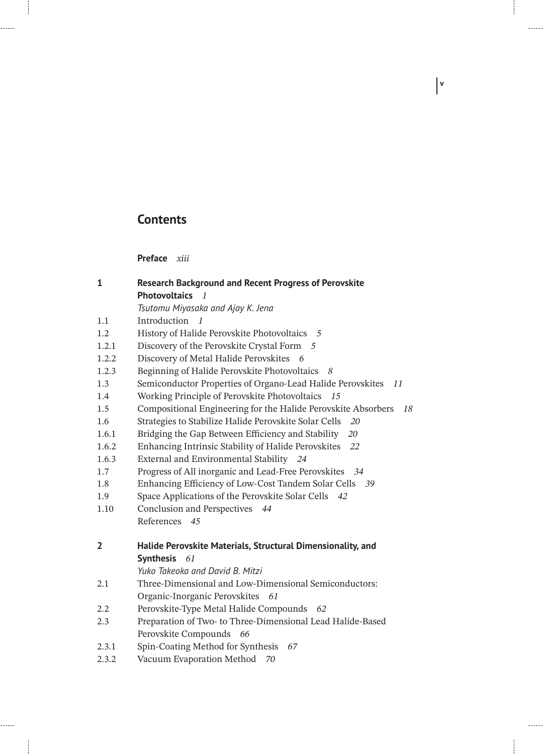# Contents

**Preface** *xiii*

**1 Research Background and Recent Progress of Perovskite Photovoltaics** *1*
*Tsutomu Miyasaka and Ajay K. Jena*

1.1 Introduction *1*
1.2 History of Halide Perovskite Photovoltaics *5*
1.2.1 Discovery of the Perovskite Crystal Form *5*
1.2.2 Discovery of Metal Halide Perovskites *6*
1.2.3 Beginning of Halide Perovskite Photovoltaics *8*
1.3 Semiconductor Properties of Organo-Lead Halide Perovskites *11*
1.4 Working Principle of Perovskite Photovoltaics *15*
1.5 Compositional Engineering for the Halide Perovskite Absorbers *18*
1.6 Strategies to Stabilize Halide Perovskite Solar Cells *20*
1.6.1 Bridging the Gap Between Efficiency and Stability *20*
1.6.2 Enhancing Intrinsic Stability of Halide Perovskites *22*
1.6.3 External and Environmental Stability *24*
1.7 Progress of All inorganic and Lead-Free Perovskites *34*
1.8 Enhancing Efficiency of Low-Cost Tandem Solar Cells *39*
1.9 Space Applications of the Perovskite Solar Cells *42*
1.10 Conclusion and Perspectives *44*
References *45*

**2 Halide Perovskite Materials, Structural Dimensionality, and Synthesis** *61*
*Yuko Takeoka and David B. Mitzi*

2.1 Three-Dimensional and Low-Dimensional Semiconductors: Organic-Inorganic Perovskites *61*
2.2 Perovskite-Type Metal Halide Compounds *62*
2.3 Preparation of Two- to Three-Dimensional Lead Halide-Based Perovskite Compounds *66*
2.3.1 Spin-Coating Method for Synthesis *67*
2.3.2 Vacuum Evaporation Method *70*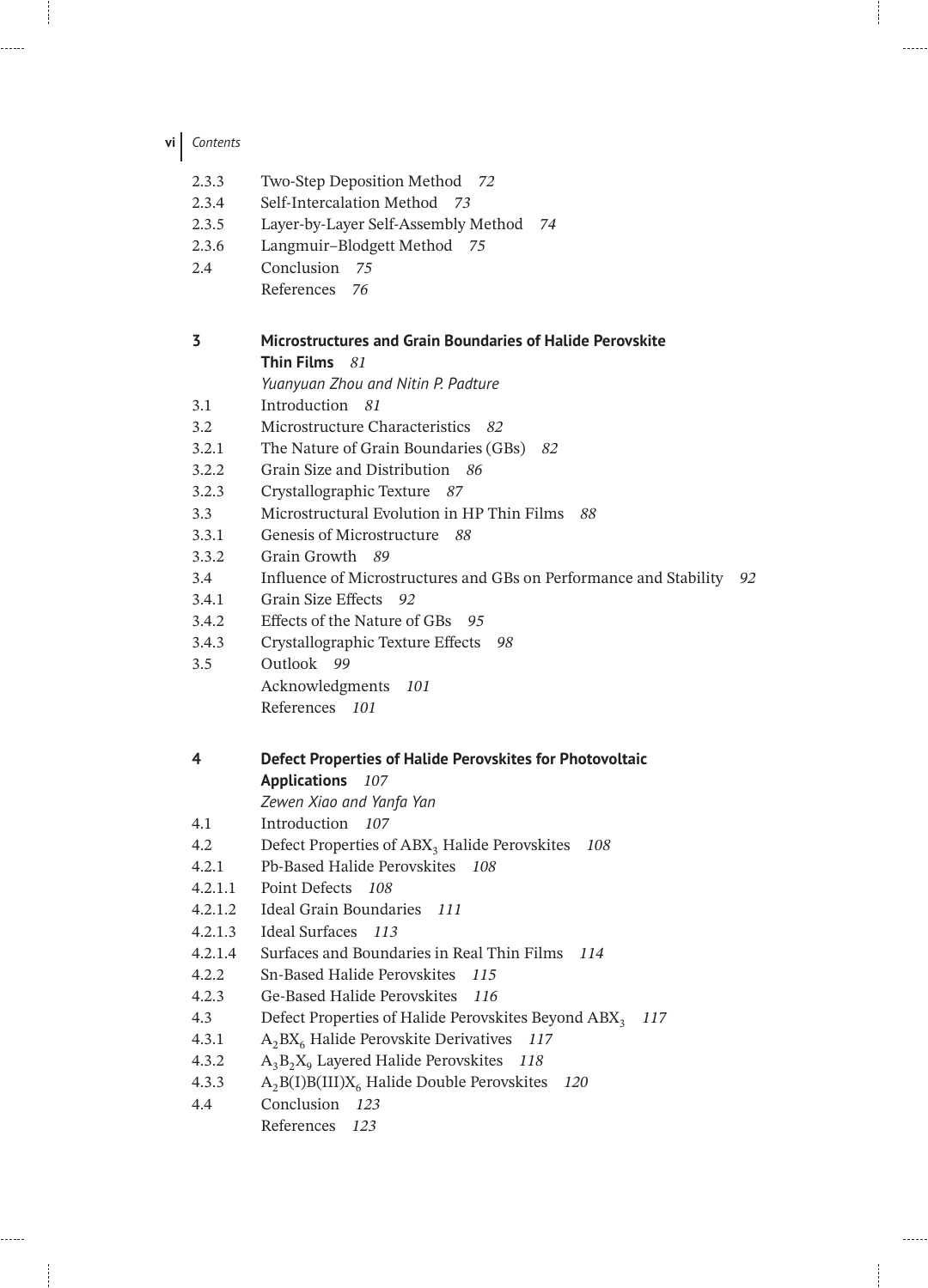2.3.3 Two-Step Deposition Method *72*
2.3.4 Self-Intercalation Method *73*
2.3.5 Layer-by-Layer Self-Assembly Method *74*
2.3.6 Langmuir–Blodgett Method *75*
2.4 Conclusion *75*
References *76*

**3 Microstructures and Grain Boundaries of Halide Perovskite Thin Films** *81*
*Yuanyuan Zhou and Nitin P. Padture*

3.1 Introduction *81*
3.2 Microstructure Characteristics *82*
3.2.1 The Nature of Grain Boundaries (GBs) *82*
3.2.2 Grain Size and Distribution *86*
3.2.3 Crystallographic Texture *87*
3.3 Microstructural Evolution in HP Thin Films *88*
3.3.1 Genesis of Microstructure *88*
3.3.2 Grain Growth *89*
3.4 Influence of Microstructures and GBs on Performance and Stability *92*
3.4.1 Grain Size Effects *92*
3.4.2 Effects of the Nature of GBs *95*
3.4.3 Crystallographic Texture Effects *98*
3.5 Outlook *99*
Acknowledgments *101*
References *101*

**4 Defect Properties of Halide Perovskites for Photovoltaic Applications** *107*
*Zewen Xiao and Yanfa Yan*

4.1 Introduction *107*
4.2 Defect Properties of $ABX_3$ Halide Perovskites *108*
4.2.1 Pb-Based Halide Perovskites *108*
4.2.1.1 Point Defects *108*
4.2.1.2 Ideal Grain Boundaries *111*
4.2.1.3 Ideal Surfaces *113*
4.2.1.4 Surfaces and Boundaries in Real Thin Films *114*
4.2.2 Sn-Based Halide Perovskites *115*
4.2.3 Ge-Based Halide Perovskites *116*
4.3 Defect Properties of Halide Perovskites Beyond $ABX_3$ *117*
4.3.1 $A_2BX_6$ Halide Perovskite Derivatives *117*
4.3.2 $A_3B_2X_9$ Layered Halide Perovskites *118*
4.3.3 $A_2B(I)B(III)X_6$ Halide Double Perovskites *120*
4.4 Conclusion *123*
References *123*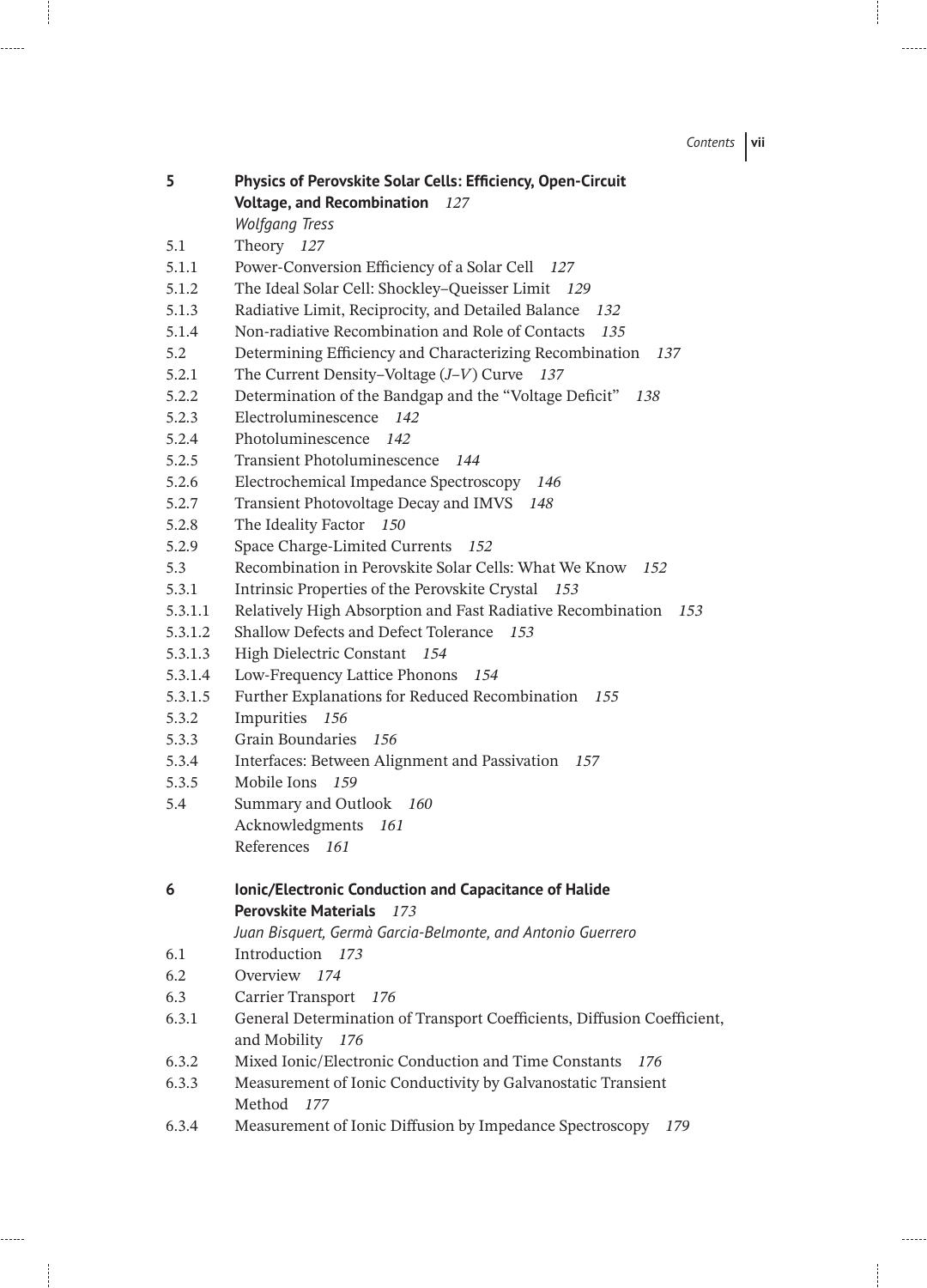**5 Physics of Perovskite Solar Cells: Efficiency, Open-Circuit Voltage, and Recombination** *127*
*Wolfgang Tress*

5.1 Theory *127*
5.1.1 Power-Conversion Efficiency of a Solar Cell *127*
5.1.2 The Ideal Solar Cell: Shockley–Queisser Limit *129*
5.1.3 Radiative Limit, Reciprocity, and Detailed Balance *132*
5.1.4 Non-radiative Recombination and Role of Contacts *135*
5.2 Determining Efficiency and Characterizing Recombination *137*
5.2.1 The Current Density–Voltage ($J$–$V$) Curve *137*
5.2.2 Determination of the Bandgap and the "Voltage Deficit" *138*
5.2.3 Electroluminescence *142*
5.2.4 Photoluminescence *142*
5.2.5 Transient Photoluminescence *144*
5.2.6 Electrochemical Impedance Spectroscopy *146*
5.2.7 Transient Photovoltage Decay and IMVS *148*
5.2.8 The Ideality Factor *150*
5.2.9 Space Charge-Limited Currents *152*
5.3 Recombination in Perovskite Solar Cells: What We Know *152*
5.3.1 Intrinsic Properties of the Perovskite Crystal *153*
5.3.1.1 Relatively High Absorption and Fast Radiative Recombination *153*
5.3.1.2 Shallow Defects and Defect Tolerance *153*
5.3.1.3 High Dielectric Constant *154*
5.3.1.4 Low-Frequency Lattice Phonons *154*
5.3.1.5 Further Explanations for Reduced Recombination *155*
5.3.2 Impurities *156*
5.3.3 Grain Boundaries *156*
5.3.4 Interfaces: Between Alignment and Passivation *157*
5.3.5 Mobile Ions *159*
5.4 Summary and Outlook *160*
Acknowledgments *161*
References *161*

**6 Ionic/Electronic Conduction and Capacitance of Halide Perovskite Materials** *173*
*Juan Bisquert, Germà Garcia-Belmonte, and Antonio Guerrero*

6.1 Introduction *173*
6.2 Overview *174*
6.3 Carrier Transport *176*
6.3.1 General Determination of Transport Coefficients, Diffusion Coefficient, and Mobility *176*
6.3.2 Mixed Ionic/Electronic Conduction and Time Constants *176*
6.3.3 Measurement of Ionic Conductivity by Galvanostatic Transient Method *177*
6.3.4 Measurement of Ionic Diffusion by Impedance Spectroscopy *179*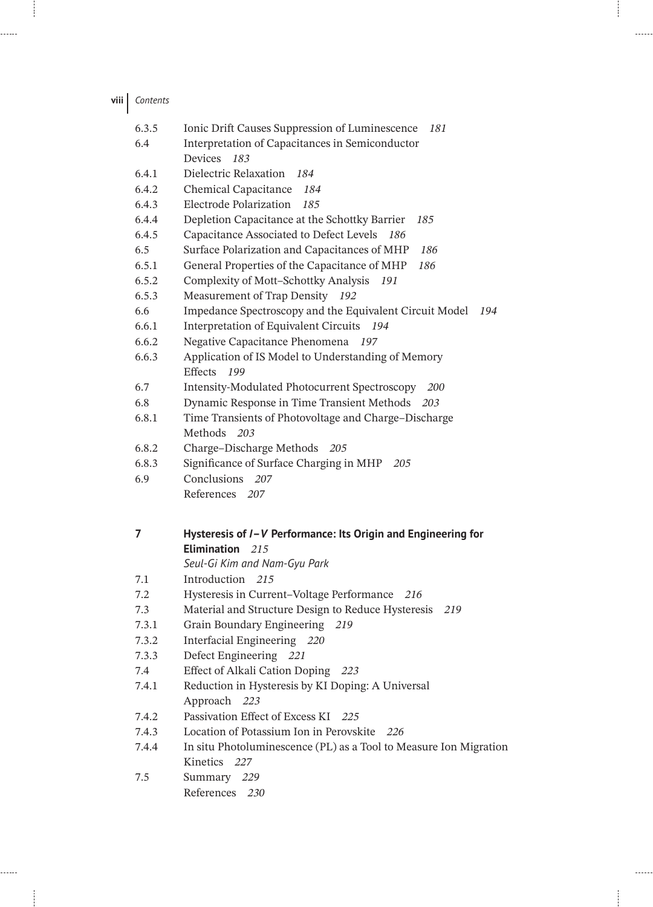6.3.5 Ionic Drift Causes Suppression of Luminescence *181*
6.4 Interpretation of Capacitances in Semiconductor Devices *183*
6.4.1 Dielectric Relaxation *184*
6.4.2 Chemical Capacitance *184*
6.4.3 Electrode Polarization *185*
6.4.4 Depletion Capacitance at the Schottky Barrier *185*
6.4.5 Capacitance Associated to Defect Levels *186*
6.5 Surface Polarization and Capacitances of MHP *186*
6.5.1 General Properties of the Capacitance of MHP *186*
6.5.2 Complexity of Mott–Schottky Analysis *191*
6.5.3 Measurement of Trap Density *192*
6.6 Impedance Spectroscopy and the Equivalent Circuit Model *194*
6.6.1 Interpretation of Equivalent Circuits *194*
6.6.2 Negative Capacitance Phenomena *197*
6.6.3 Application of IS Model to Understanding of Memory Effects *199*
6.7 Intensity-Modulated Photocurrent Spectroscopy *200*
6.8 Dynamic Response in Time Transient Methods *203*
6.8.1 Time Transients of Photovoltage and Charge–Discharge Methods *203*
6.8.2 Charge–Discharge Methods *205*
6.8.3 Significance of Surface Charging in MHP *205*
6.9 Conclusions *207*
References *207*

**7 Hysteresis of *I–V* Performance: Its Origin and Engineering for Elimination** *215*
*Seul-Gi Kim and Nam-Gyu Park*

7.1 Introduction *215*
7.2 Hysteresis in Current–Voltage Performance *216*
7.3 Material and Structure Design to Reduce Hysteresis *219*
7.3.1 Grain Boundary Engineering *219*
7.3.2 Interfacial Engineering *220*
7.3.3 Defect Engineering *221*
7.4 Effect of Alkali Cation Doping *223*
7.4.1 Reduction in Hysteresis by KI Doping: A Universal Approach *223*
7.4.2 Passivation Effect of Excess KI *225*
7.4.3 Location of Potassium Ion in Perovskite *226*
7.4.4 In situ Photoluminescence (PL) as a Tool to Measure Ion Migration Kinetics *227*
7.5 Summary *229*
References *230*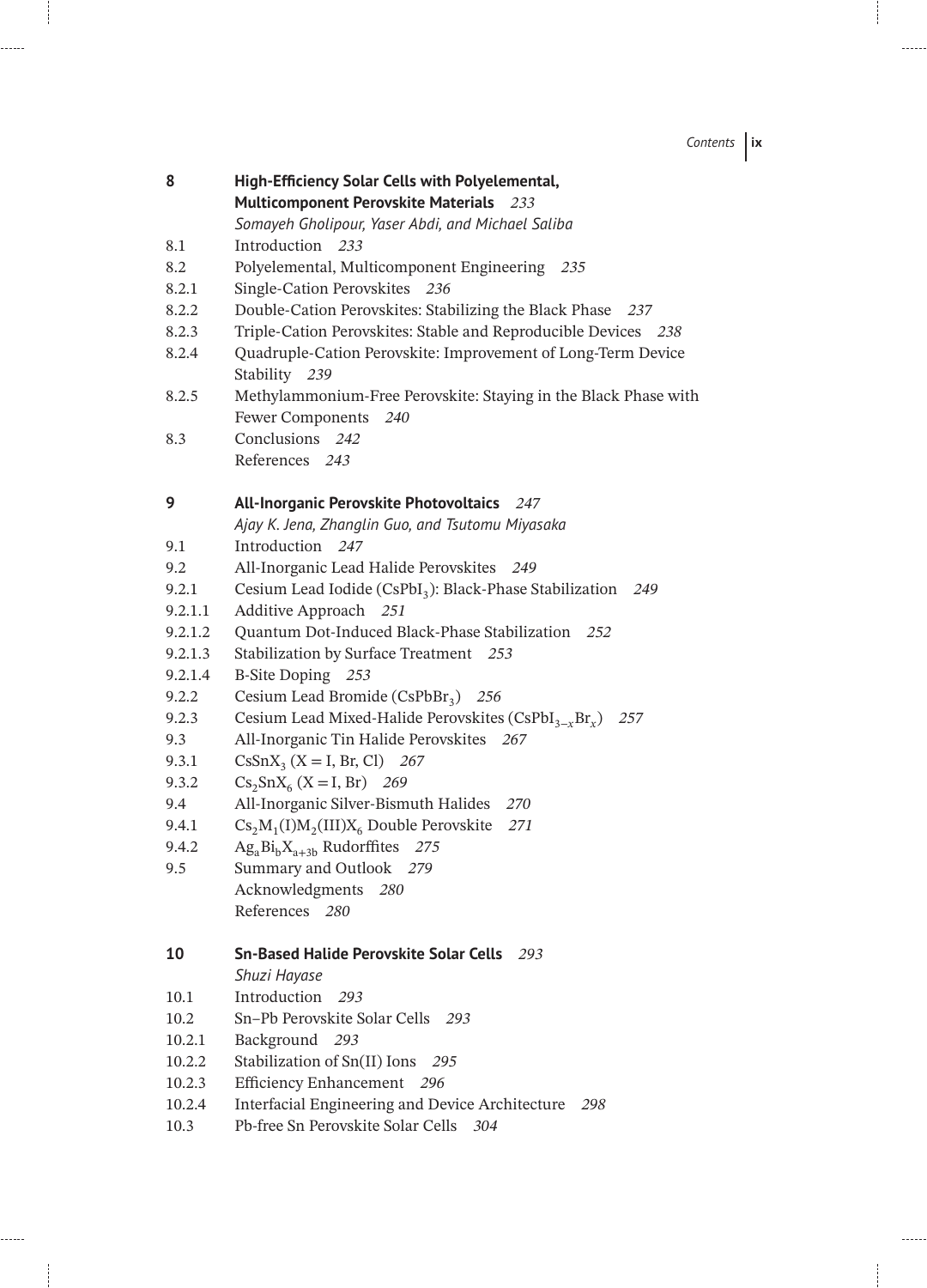**8 High-Efficiency Solar Cells with Polyelemental, Multicomponent Perovskite Materials** *233*

*Somayeh Gholipour, Yaser Abdi, and Michael Saliba*

8.1 Introduction *233*
8.2 Polyelemental, Multicomponent Engineering *235*
8.2.1 Single-Cation Perovskites *236*
8.2.2 Double-Cation Perovskites: Stabilizing the Black Phase *237*
8.2.3 Triple-Cation Perovskites: Stable and Reproducible Devices *238*
8.2.4 Quadruple-Cation Perovskite: Improvement of Long-Term Device Stability *239*
8.2.5 Methylammonium-Free Perovskite: Staying in the Black Phase with Fewer Components *240*
8.3 Conclusions *242*
References *243*

**9 All-Inorganic Perovskite Photovoltaics** *247*

*Ajay K. Jena, Zhanglin Guo, and Tsutomu Miyasaka*

9.1 Introduction *247*
9.2 All-Inorganic Lead Halide Perovskites *249*
9.2.1 Cesium Lead Iodide ($CsPbI_3$): Black-Phase Stabilization *249*
9.2.1.1 Additive Approach *251*
9.2.1.2 Quantum Dot-Induced Black-Phase Stabilization *252*
9.2.1.3 Stabilization by Surface Treatment *253*
9.2.1.4 B-Site Doping *253*
9.2.2 Cesium Lead Bromide ($CsPbBr_3$) *256*
9.2.3 Cesium Lead Mixed-Halide Perovskites ($CsPbI_{3-x}Br_x$) *257*
9.3 All-Inorganic Tin Halide Perovskites *267*
9.3.1 $CsSnX_3$ (X = I, Br, Cl) *267*
9.3.2 $Cs_2SnX_6$ (X = I, Br) *269*
9.4 All-Inorganic Silver-Bismuth Halides *270*
9.4.1 $Cs_2M_1(I)M_2(III)X_6$ Double Perovskite *271*
9.4.2 $Ag_aBi_bX_{a+3b}$ Rudorffites *275*
9.5 Summary and Outlook *279*
Acknowledgments *280*
References *280*

**10 Sn-Based Halide Perovskite Solar Cells** *293*

*Shuzi Hayase*

10.1 Introduction *293*
10.2 Sn–Pb Perovskite Solar Cells *293*
10.2.1 Background *293*
10.2.2 Stabilization of Sn(II) Ions *295*
10.2.3 Efficiency Enhancement *296*
10.2.4 Interfacial Engineering and Device Architecture *298*
10.3 Pb-free Sn Perovskite Solar Cells *304*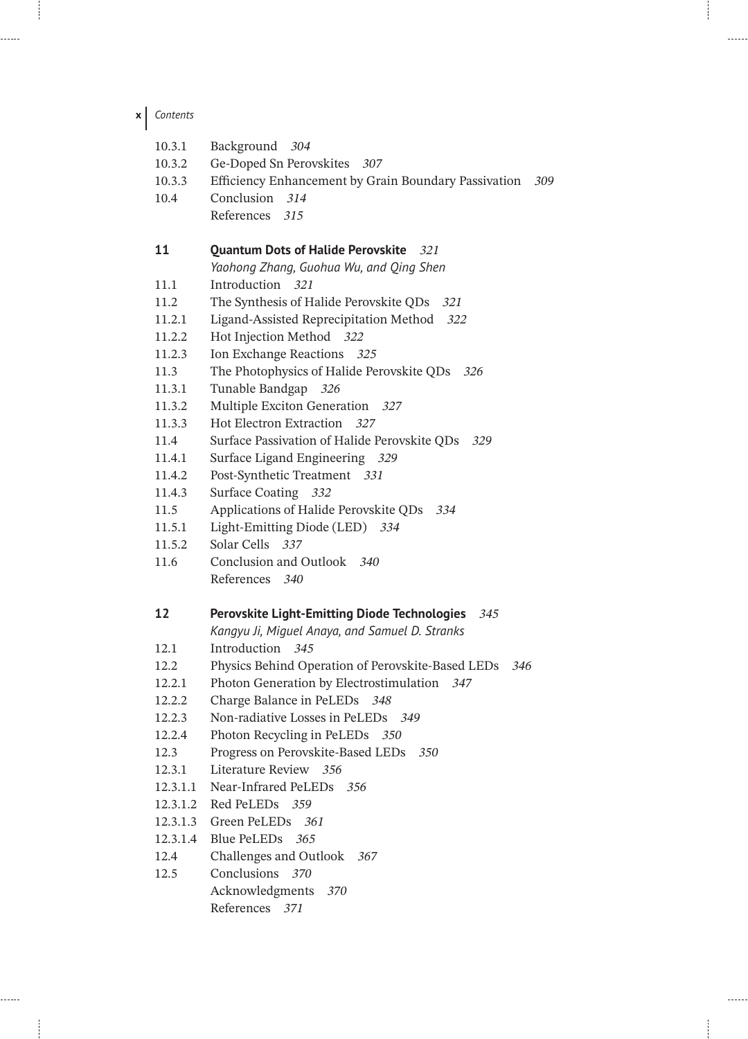10.3.1 Background *304*
10.3.2 Ge-Doped Sn Perovskites *307*
10.3.3 Efficiency Enhancement by Grain Boundary Passivation *309*
10.4 Conclusion *314*
References *315*

**11 Quantum Dots of Halide Perovskite** *321*
*Yaohong Zhang, Guohua Wu, and Qing Shen*
11.1 Introduction *321*
11.2 The Synthesis of Halide Perovskite QDs *321*
11.2.1 Ligand-Assisted Reprecipitation Method *322*
11.2.2 Hot Injection Method *322*
11.2.3 Ion Exchange Reactions *325*
11.3 The Photophysics of Halide Perovskite QDs *326*
11.3.1 Tunable Bandgap *326*
11.3.2 Multiple Exciton Generation *327*
11.3.3 Hot Electron Extraction *327*
11.4 Surface Passivation of Halide Perovskite QDs *329*
11.4.1 Surface Ligand Engineering *329*
11.4.2 Post-Synthetic Treatment *331*
11.4.3 Surface Coating *332*
11.5 Applications of Halide Perovskite QDs *334*
11.5.1 Light-Emitting Diode (LED) *334*
11.5.2 Solar Cells *337*
11.6 Conclusion and Outlook *340*
References *340*

**12 Perovskite Light-Emitting Diode Technologies** *345*
*Kangyu Ji, Miguel Anaya, and Samuel D. Stranks*
12.1 Introduction *345*
12.2 Physics Behind Operation of Perovskite-Based LEDs *346*
12.2.1 Photon Generation by Electrostimulation *347*
12.2.2 Charge Balance in PeLEDs *348*
12.2.3 Non-radiative Losses in PeLEDs *349*
12.2.4 Photon Recycling in PeLEDs *350*
12.3 Progress on Perovskite-Based LEDs *350*
12.3.1 Literature Review *356*
12.3.1.1 Near-Infrared PeLEDs *356*
12.3.1.2 Red PeLEDs *359*
12.3.1.3 Green PeLEDs *361*
12.3.1.4 Blue PeLEDs *365*
12.4 Challenges and Outlook *367*
12.5 Conclusions *370*
Acknowledgments *370*
References *371*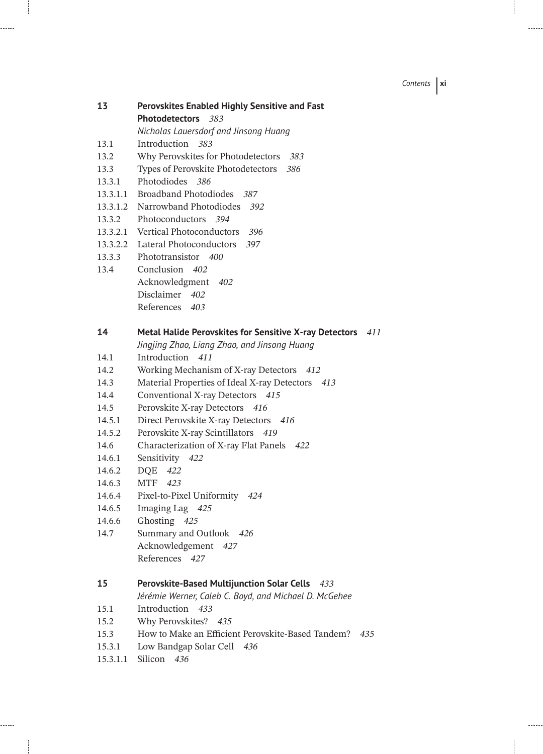**13** **Perovskites Enabled Highly Sensitive and Fast Photodetectors** *383*
*Nicholas Lauersdorf and Jinsong Huang*

13.1 Introduction *383*
13.2 Why Perovskites for Photodetectors *383*
13.3 Types of Perovskite Photodetectors *386*
13.3.1 Photodiodes *386*
13.3.1.1 Broadband Photodiodes *387*
13.3.1.2 Narrowband Photodiodes *392*
13.3.2 Photoconductors *394*
13.3.2.1 Vertical Photoconductors *396*
13.3.2.2 Lateral Photoconductors *397*
13.3.3 Phototransistor *400*
13.4 Conclusion *402*
Acknowledgment *402*
Disclaimer *402*
References *403*

**14** **Metal Halide Perovskites for Sensitive X-ray Detectors** *411*
*Jingjing Zhao, Liang Zhao, and Jinsong Huang*

14.1 Introduction *411*
14.2 Working Mechanism of X-ray Detectors *412*
14.3 Material Properties of Ideal X-ray Detectors *413*
14.4 Conventional X-ray Detectors *415*
14.5 Perovskite X-ray Detectors *416*
14.5.1 Direct Perovskite X-ray Detectors *416*
14.5.2 Perovskite X-ray Scintillators *419*
14.6 Characterization of X-ray Flat Panels *422*
14.6.1 Sensitivity *422*
14.6.2 DQE *422*
14.6.3 MTF *423*
14.6.4 Pixel-to-Pixel Uniformity *424*
14.6.5 Imaging Lag *425*
14.6.6 Ghosting *425*
14.7 Summary and Outlook *426*
Acknowledgement *427*
References *427*

**15** **Perovskite-Based Multijunction Solar Cells** *433*
*Jérémie Werner, Caleb C. Boyd, and Michael D. McGehee*

15.1 Introduction *433*
15.2 Why Perovskites? *435*
15.3 How to Make an Efficient Perovskite-Based Tandem? *435*
15.3.1 Low Bandgap Solar Cell *436*
15.3.1.1 Silicon *436*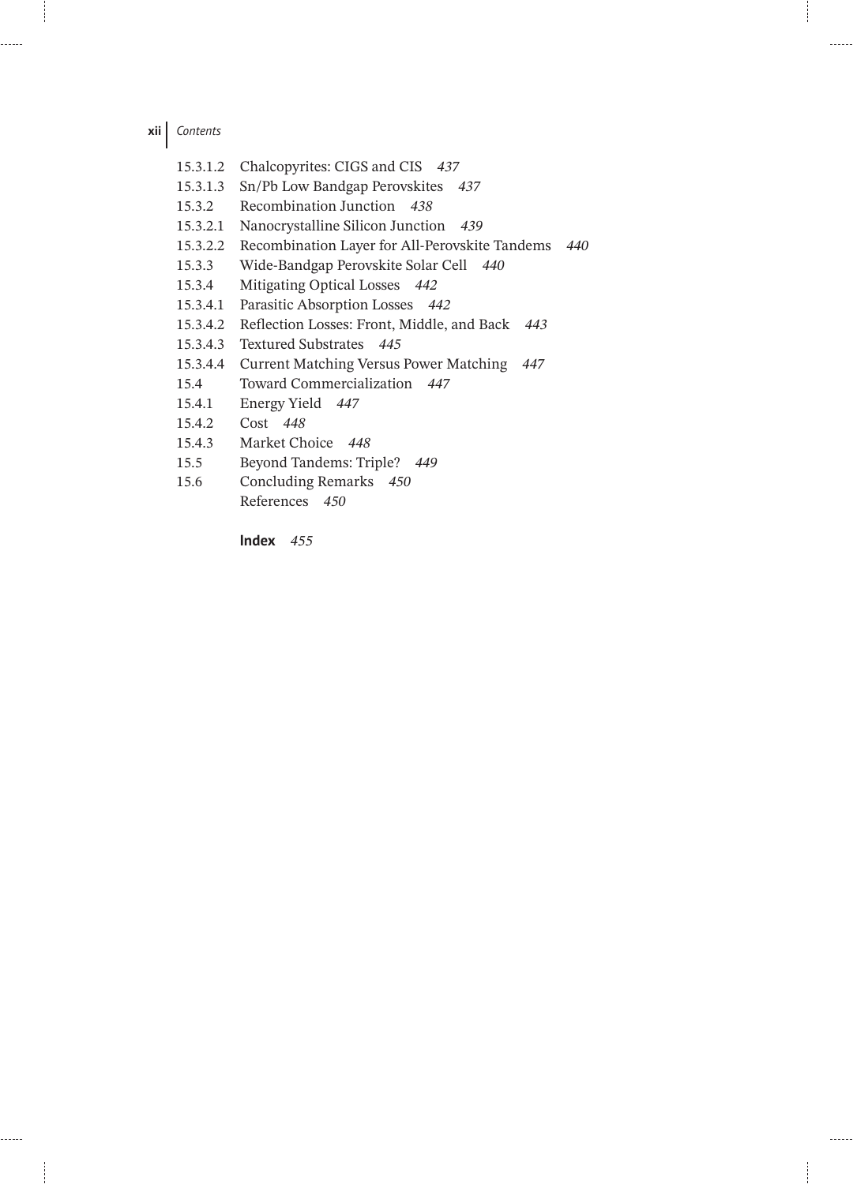15.3.1.2 Chalcopyrites: CIGS and CIS *437*
15.3.1.3 Sn/Pb Low Bandgap Perovskites *437*
15.3.2 Recombination Junction *438*
15.3.2.1 Nanocrystalline Silicon Junction *439*
15.3.2.2 Recombination Layer for All-Perovskite Tandems *440*
15.3.3 Wide-Bandgap Perovskite Solar Cell *440*
15.3.4 Mitigating Optical Losses *442*
15.3.4.1 Parasitic Absorption Losses *442*
15.3.4.2 Reflection Losses: Front, Middle, and Back *443*
15.3.4.3 Textured Substrates *445*
15.3.4.4 Current Matching Versus Power Matching *447*
15.4 Toward Commercialization *447*
15.4.1 Energy Yield *447*
15.4.2 Cost *448*
15.4.3 Market Choice *448*
15.5 Beyond Tandems: Triple? *449*
15.6 Concluding Remarks *450*
References *450*

**Index** *455*